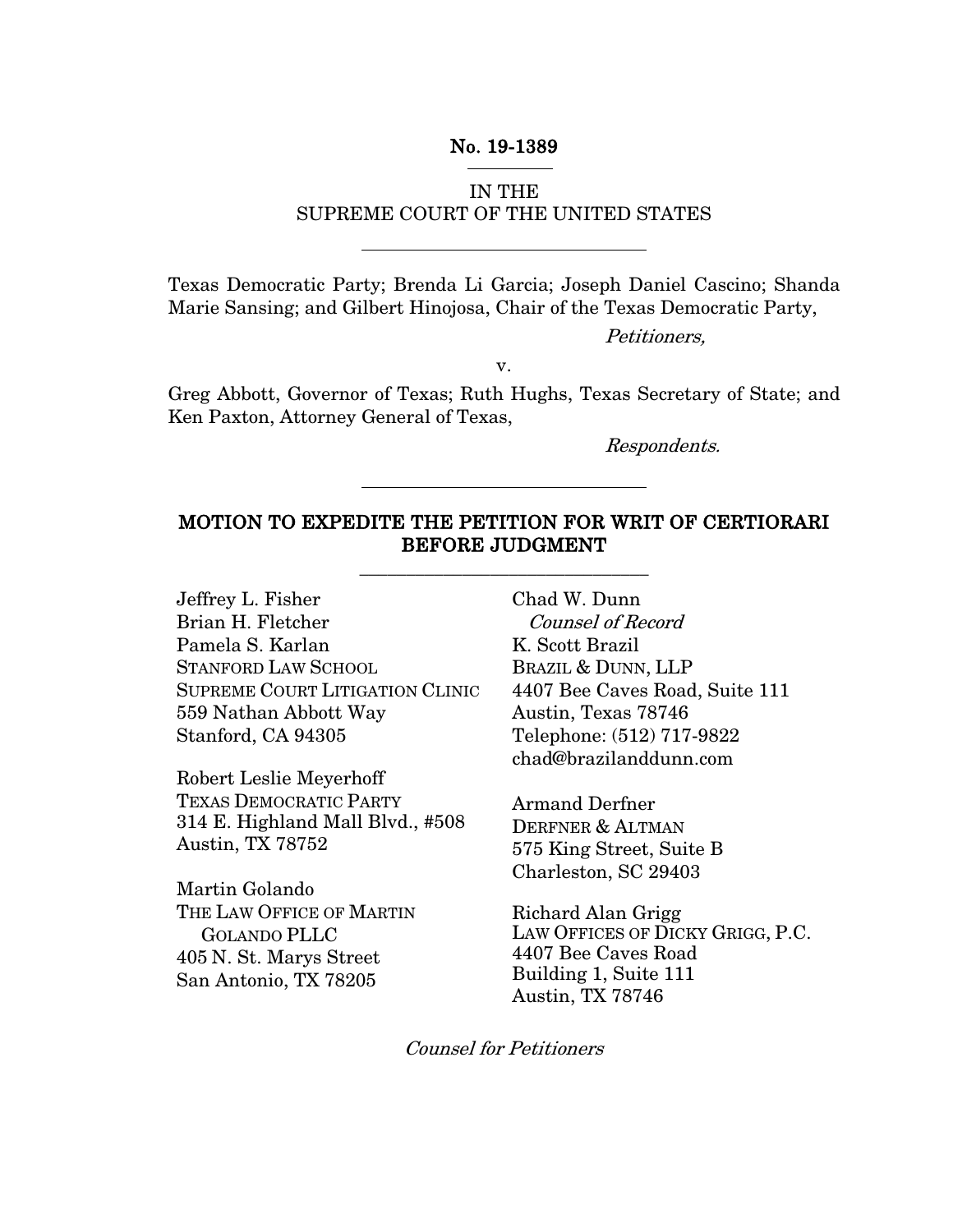**No. 19-1389**

IN THE
SUPREME COURT OF THE UNITED STATES

---

Texas Democratic Party; Brenda Li Garcia; Joseph Daniel Cascino; Shanda Marie Sansing; and Gilbert Hinojosa, Chair of the Texas Democratic Party,

*Petitioners,*

v.

Greg Abbott, Governor of Texas; Ruth Hughs, Texas Secretary of State; and Ken Paxton, Attorney General of Texas,

*Respondents.*

---

**MOTION TO EXPEDITE THE PETITION FOR WRIT OF CERTIORARI BEFORE JUDGMENT**

---

Jeffrey L. Fisher
Brian H. Fletcher
Pamela S. Karlan
STANFORD LAW SCHOOL
SUPREME COURT LITIGATION CLINIC
559 Nathan Abbott Way
Stanford, CA 94305

Robert Leslie Meyerhoff
TEXAS DEMOCRATIC PARTY
314 E. Highland Mall Blvd., #508
Austin, TX 78752

Martin Golando
THE LAW OFFICE OF MARTIN GOLANDO PLLC
405 N. St. Marys Street
San Antonio, TX 78205

Chad W. Dunn
*Counsel of Record*
K. Scott Brazil
BRAZIL & DUNN, LLP
4407 Bee Caves Road, Suite 111
Austin, Texas 78746
Telephone: (512) 717-9822
chad@brazilanddunn.com

Armand Derfner
DERFNER & ALTMAN
575 King Street, Suite B
Charleston, SC 29403

Richard Alan Grigg
LAW OFFICES OF DICKY GRIGG, P.C.
4407 Bee Caves Road
Building 1, Suite 111
Austin, TX 78746

*Counsel for Petitioners*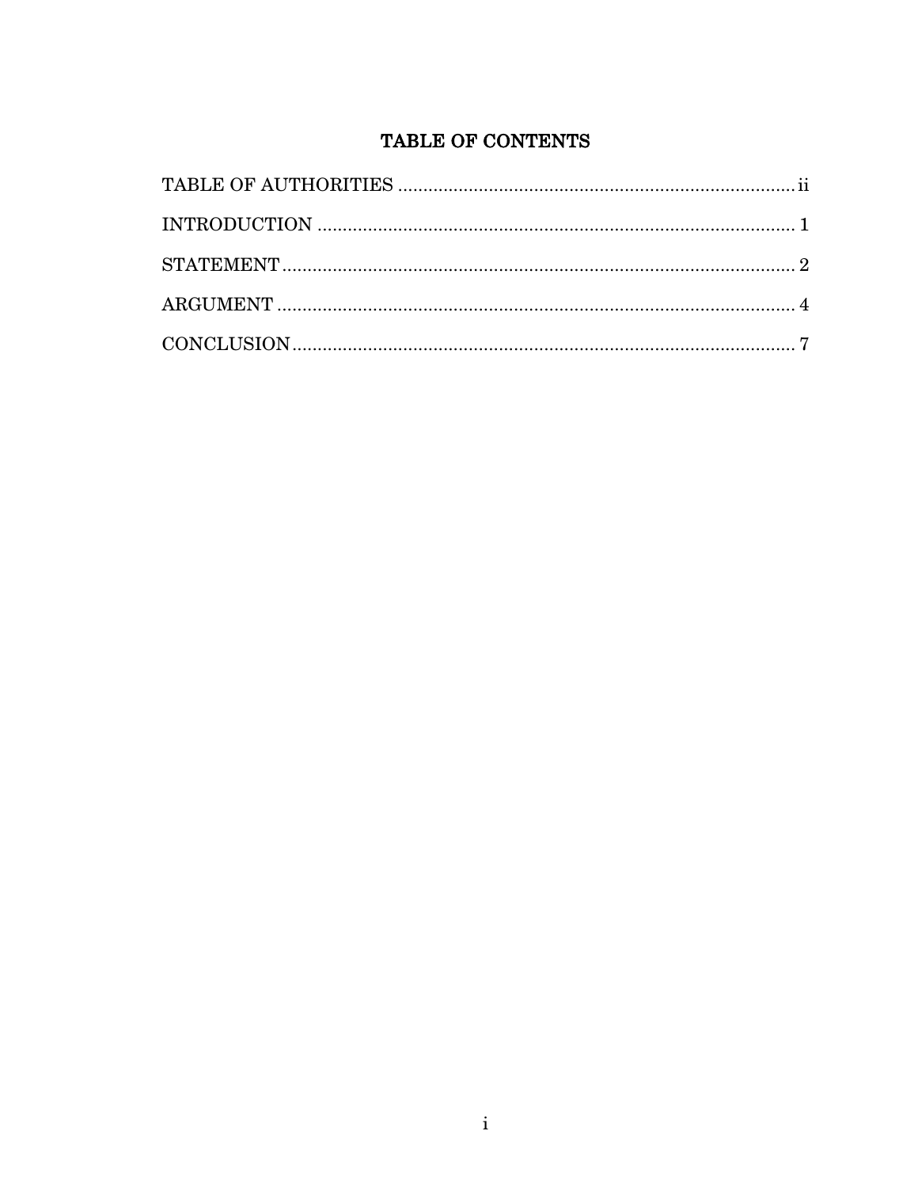# TABLE OF CONTENTS

TABLE OF AUTHORITIES ............................................................................ ii

INTRODUCTION ........................................................................................ 1

STATEMENT ............................................................................................. 2

ARGUMENT ............................................................................................... 4

CONCLUSION ........................................................................................... 7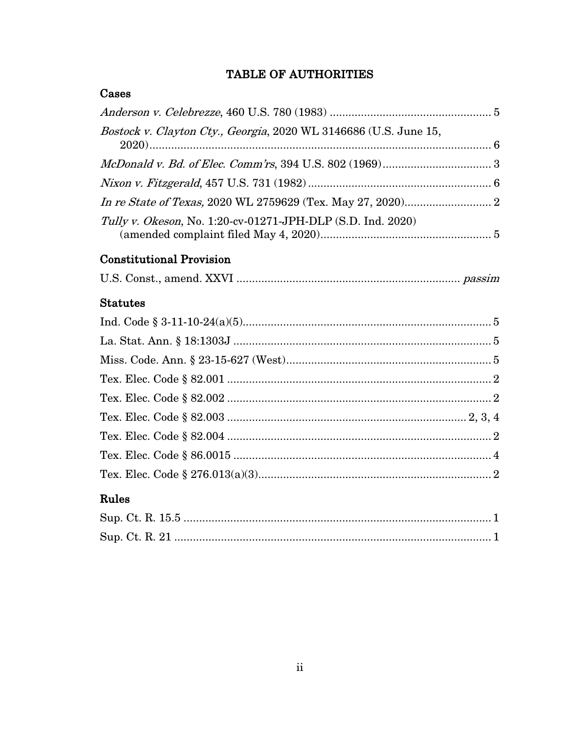# TABLE OF AUTHORITIES

## Cases

*Anderson v. Celebrezze*, 460 U.S. 780 (1983) .................................................... 5

*Bostock v. Clayton Cty., Georgia*, 2020 WL 3146686 (U.S. June 15, 2020)................................................................................................................ 6

*McDonald v. Bd. of Elec. Comm'rs*, 394 U.S. 802 (1969).................................. 3

*Nixon v. Fitzgerald*, 457 U.S. 731 (1982)........................................................... 6

*In re State of Texas,* 2020 WL 2759629 (Tex. May 27, 2020)............................ 2

*Tully v. Okeson*, No. 1:20-cv-01271-JPH-DLP (S.D. Ind. 2020) (amended complaint filed May 4, 2020)....................................................... 5

## Constitutional Provision

U.S. Const., amend. XXVI ....................................................................... *passim*

## Statutes

Ind. Code § 3-11-10-24(a)(5)................................................................................. 5

La. Stat. Ann. § 18:1303J ..................................................................................... 5

Miss. Code. Ann. § 23-15-627 (West).................................................................. 5

Tex. Elec. Code § 82.001 ...................................................................................... 2

Tex. Elec. Code § 82.002 ...................................................................................... 2

Tex. Elec. Code § 82.003 ........................................................................... 2, 3, 4

Tex. Elec. Code § 82.004 ...................................................................................... 2

Tex. Elec. Code § 86.0015 .................................................................................... 4

Tex. Elec. Code § 276.013(a)(3)........................................................................... 2

## Rules

Sup. Ct. R. 15.5 .................................................................................................... 1

Sup. Ct. R. 21 ....................................................................................................... 1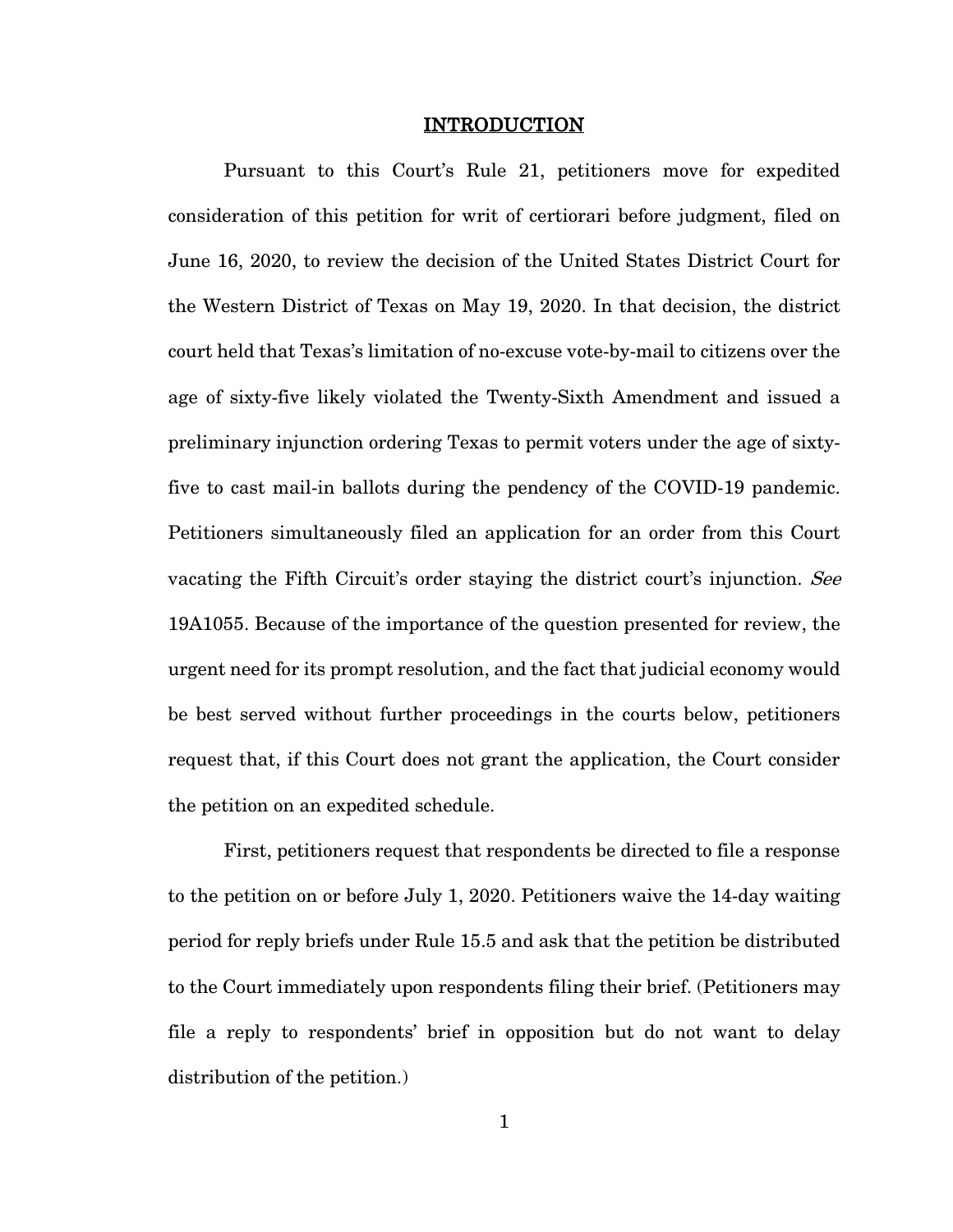## INTRODUCTION

Pursuant to this Court's Rule 21, petitioners move for expedited consideration of this petition for writ of certiorari before judgment, filed on June 16, 2020, to review the decision of the United States District Court for the Western District of Texas on May 19, 2020. In that decision, the district court held that Texas's limitation of no-excuse vote-by-mail to citizens over the age of sixty-five likely violated the Twenty-Sixth Amendment and issued a preliminary injunction ordering Texas to permit voters under the age of sixty-five to cast mail-in ballots during the pendency of the COVID-19 pandemic. Petitioners simultaneously filed an application for an order from this Court vacating the Fifth Circuit's order staying the district court's injunction. *See* 19A1055. Because of the importance of the question presented for review, the urgent need for its prompt resolution, and the fact that judicial economy would be best served without further proceedings in the courts below, petitioners request that, if this Court does not grant the application, the Court consider the petition on an expedited schedule.

First, petitioners request that respondents be directed to file a response to the petition on or before July 1, 2020. Petitioners waive the 14-day waiting period for reply briefs under Rule 15.5 and ask that the petition be distributed to the Court immediately upon respondents filing their brief. (Petitioners may file a reply to respondents' brief in opposition but do not want to delay distribution of the petition.)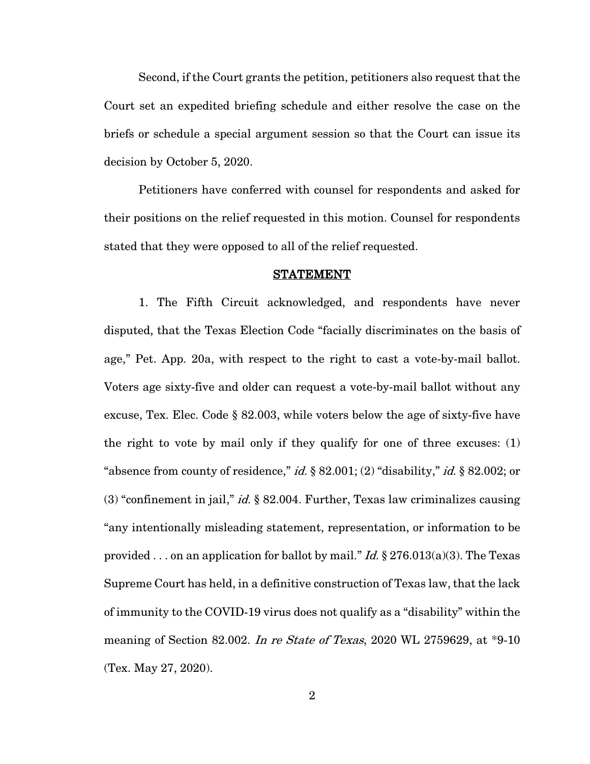Second, if the Court grants the petition, petitioners also request that the Court set an expedited briefing schedule and either resolve the case on the briefs or schedule a special argument session so that the Court can issue its decision by October 5, 2020.

Petitioners have conferred with counsel for respondents and asked for their positions on the relief requested in this motion. Counsel for respondents stated that they were opposed to all of the relief requested.

## STATEMENT

1. The Fifth Circuit acknowledged, and respondents have never disputed, that the Texas Election Code "facially discriminates on the basis of age," Pet. App. 20a, with respect to the right to cast a vote-by-mail ballot. Voters age sixty-five and older can request a vote-by-mail ballot without any excuse, Tex. Elec. Code § 82.003, while voters below the age of sixty-five have the right to vote by mail only if they qualify for one of three excuses: (1) "absence from county of residence," *id.* § 82.001; (2) "disability," *id.* § 82.002; or (3) "confinement in jail," *id.* § 82.004. Further, Texas law criminalizes causing "any intentionally misleading statement, representation, or information to be provided . . . on an application for ballot by mail." *Id.* § 276.013(a)(3). The Texas Supreme Court has held, in a definitive construction of Texas law, that the lack of immunity to the COVID-19 virus does not qualify as a "disability" within the meaning of Section 82.002. *In re State of Texas*, 2020 WL 2759629, at *9-10 (Tex. May 27, 2020).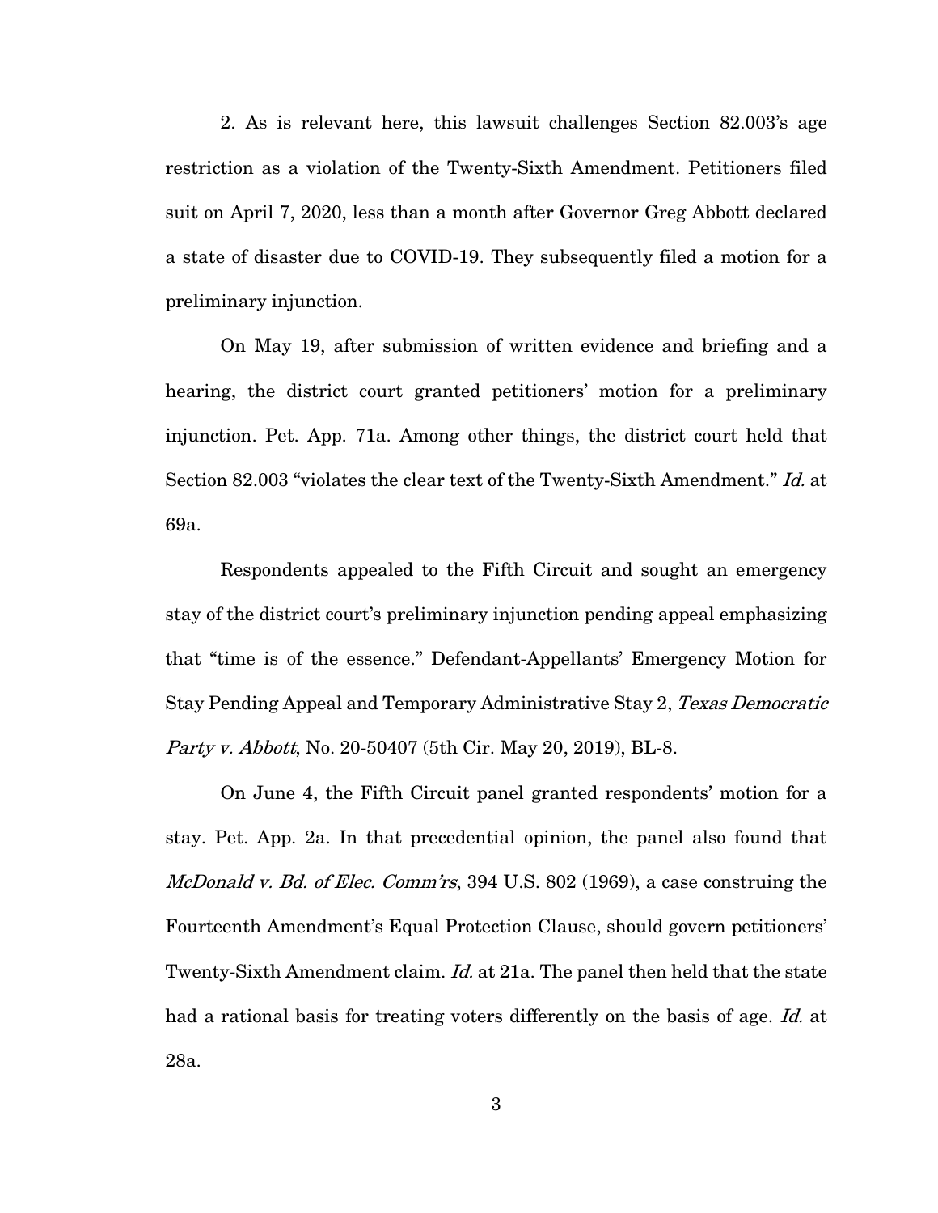2. As is relevant here, this lawsuit challenges Section 82.003's age restriction as a violation of the Twenty-Sixth Amendment. Petitioners filed suit on April 7, 2020, less than a month after Governor Greg Abbott declared a state of disaster due to COVID-19. They subsequently filed a motion for a preliminary injunction.

On May 19, after submission of written evidence and briefing and a hearing, the district court granted petitioners' motion for a preliminary injunction. Pet. App. 71a. Among other things, the district court held that Section 82.003 "violates the clear text of the Twenty-Sixth Amendment." *Id.* at 69a.

Respondents appealed to the Fifth Circuit and sought an emergency stay of the district court's preliminary injunction pending appeal emphasizing that "time is of the essence." Defendant-Appellants' Emergency Motion for Stay Pending Appeal and Temporary Administrative Stay 2, *Texas Democratic Party v. Abbott*, No. 20-50407 (5th Cir. May 20, 2019), BL-8.

On June 4, the Fifth Circuit panel granted respondents' motion for a stay. Pet. App. 2a. In that precedential opinion, the panel also found that *McDonald v. Bd. of Elec. Comm'rs*, 394 U.S. 802 (1969), a case construing the Fourteenth Amendment's Equal Protection Clause, should govern petitioners' Twenty-Sixth Amendment claim. *Id.* at 21a. The panel then held that the state had a rational basis for treating voters differently on the basis of age. *Id.* at 28a.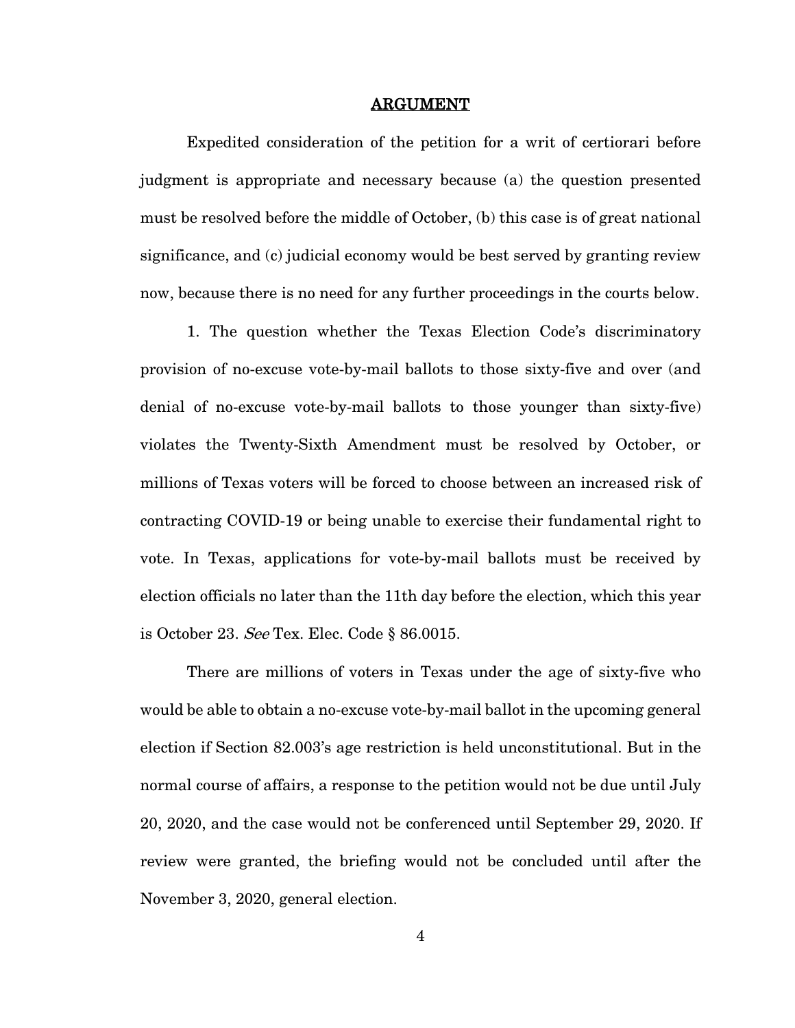## ARGUMENT

Expedited consideration of the petition for a writ of certiorari before judgment is appropriate and necessary because (a) the question presented must be resolved before the middle of October, (b) this case is of great national significance, and (c) judicial economy would be best served by granting review now, because there is no need for any further proceedings in the courts below.

1. The question whether the Texas Election Code's discriminatory provision of no-excuse vote-by-mail ballots to those sixty-five and over (and denial of no-excuse vote-by-mail ballots to those younger than sixty-five) violates the Twenty-Sixth Amendment must be resolved by October, or millions of Texas voters will be forced to choose between an increased risk of contracting COVID-19 or being unable to exercise their fundamental right to vote. In Texas, applications for vote-by-mail ballots must be received by election officials no later than the 11th day before the election, which this year is October 23. *See* Tex. Elec. Code § 86.0015.

There are millions of voters in Texas under the age of sixty-five who would be able to obtain a no-excuse vote-by-mail ballot in the upcoming general election if Section 82.003's age restriction is held unconstitutional. But in the normal course of affairs, a response to the petition would not be due until July 20, 2020, and the case would not be conferenced until September 29, 2020. If review were granted, the briefing would not be concluded until after the November 3, 2020, general election.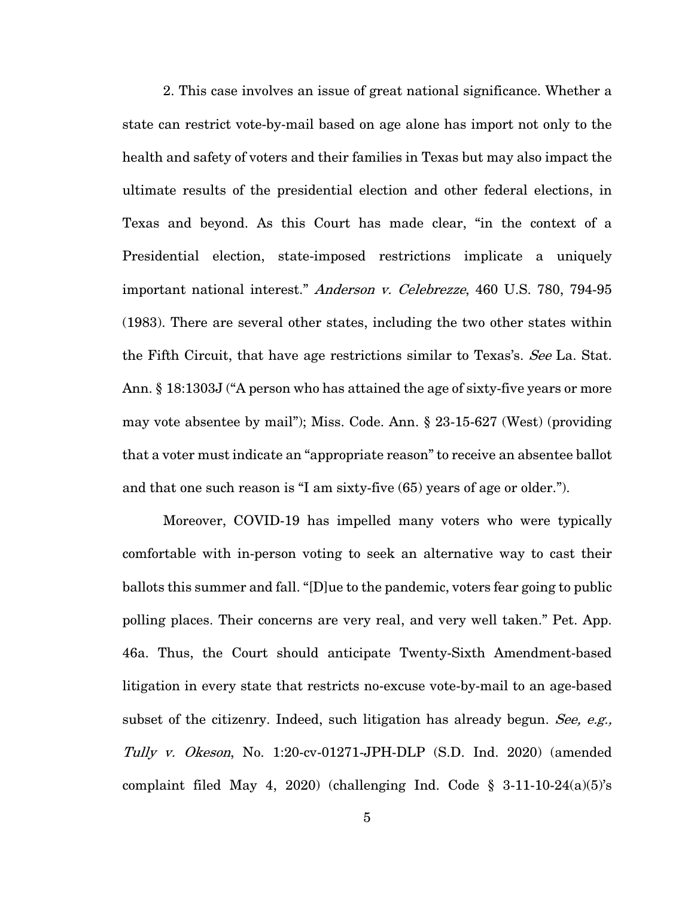2. This case involves an issue of great national significance. Whether a state can restrict vote-by-mail based on age alone has import not only to the health and safety of voters and their families in Texas but may also impact the ultimate results of the presidential election and other federal elections, in Texas and beyond. As this Court has made clear, "in the context of a Presidential election, state-imposed restrictions implicate a uniquely important national interest." *Anderson v. Celebrezze*, 460 U.S. 780, 794-95 (1983). There are several other states, including the two other states within the Fifth Circuit, that have age restrictions similar to Texas's. *See* La. Stat. Ann. § 18:1303J ("A person who has attained the age of sixty-five years or more may vote absentee by mail"); Miss. Code. Ann. § 23-15-627 (West) (providing that a voter must indicate an "appropriate reason" to receive an absentee ballot and that one such reason is "I am sixty-five (65) years of age or older.").

Moreover, COVID-19 has impelled many voters who were typically comfortable with in-person voting to seek an alternative way to cast their ballots this summer and fall. "[D]ue to the pandemic, voters fear going to public polling places. Their concerns are very real, and very well taken." Pet. App. 46a. Thus, the Court should anticipate Twenty-Sixth Amendment-based litigation in every state that restricts no-excuse vote-by-mail to an age-based subset of the citizenry. Indeed, such litigation has already begun. *See, e.g., Tully v. Okeson*, No. 1:20-cv-01271-JPH-DLP (S.D. Ind. 2020) (amended complaint filed May 4, 2020) (challenging Ind. Code § 3-11-10-24(a)(5)'s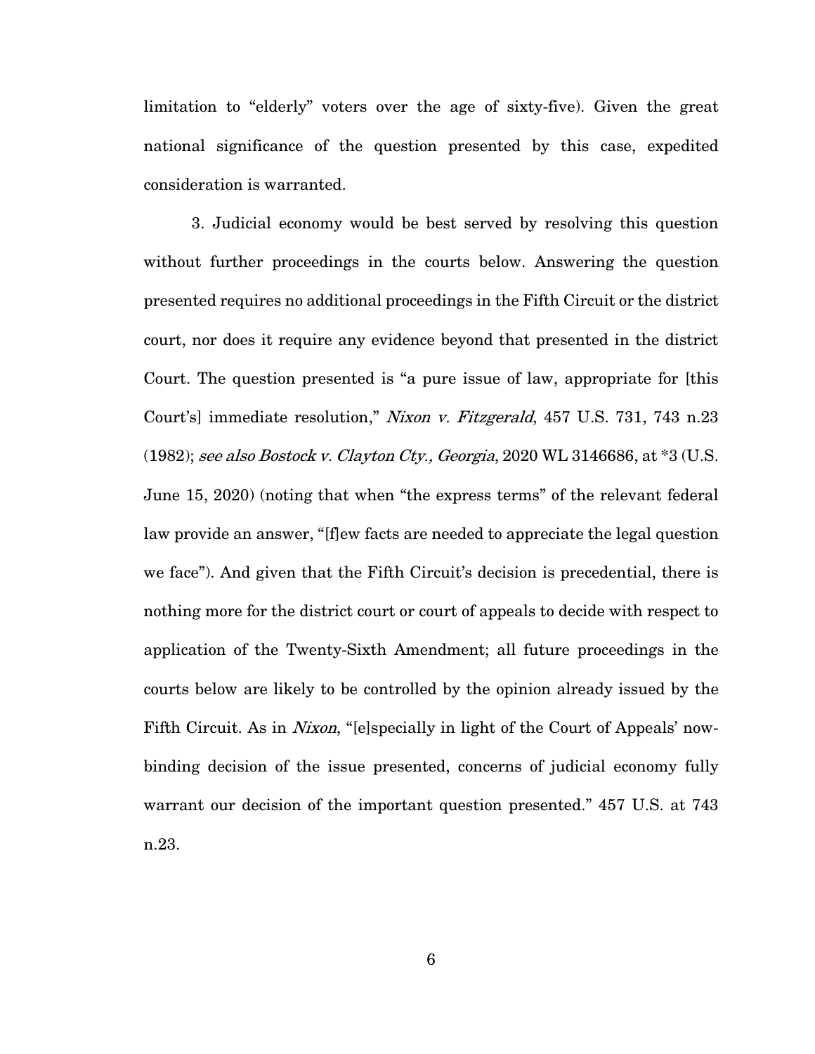limitation to "elderly" voters over the age of sixty-five). Given the great national significance of the question presented by this case, expedited consideration is warranted.

3. Judicial economy would be best served by resolving this question without further proceedings in the courts below. Answering the question presented requires no additional proceedings in the Fifth Circuit or the district court, nor does it require any evidence beyond that presented in the district Court. The question presented is "a pure issue of law, appropriate for [this Court's] immediate resolution," *Nixon v. Fitzgerald*, 457 U.S. 731, 743 n.23 (1982); *see also Bostock v. Clayton Cty., Georgia*, 2020 WL 3146686, at *3 (U.S. June 15, 2020) (noting that when "the express terms" of the relevant federal law provide an answer, "[f]ew facts are needed to appreciate the legal question we face"). And given that the Fifth Circuit's decision is precedential, there is nothing more for the district court or court of appeals to decide with respect to application of the Twenty-Sixth Amendment; all future proceedings in the courts below are likely to be controlled by the opinion already issued by the Fifth Circuit. As in *Nixon*, "[e]specially in light of the Court of Appeals' now-binding decision of the issue presented, concerns of judicial economy fully warrant our decision of the important question presented." 457 U.S. at 743 n.23.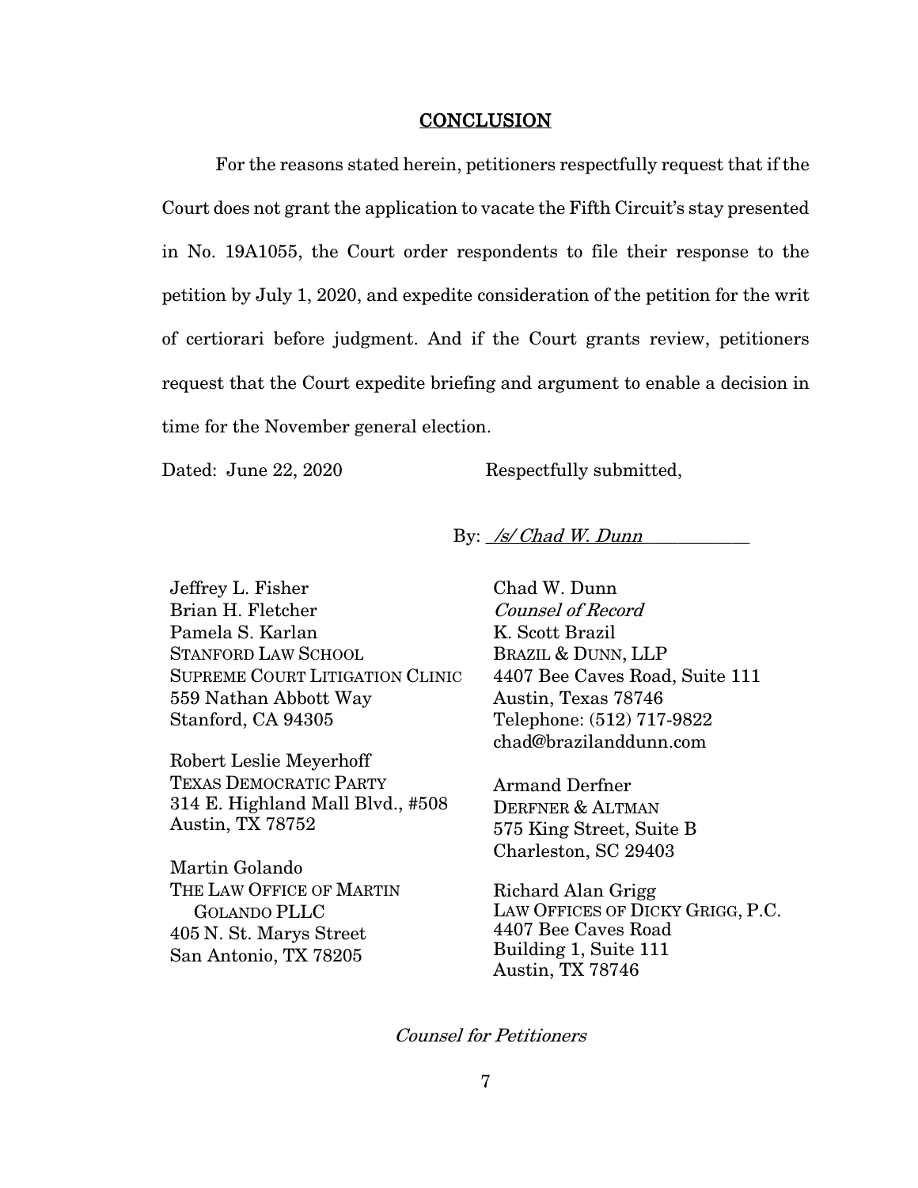## CONCLUSION

For the reasons stated herein, petitioners respectfully request that if the Court does not grant the application to vacate the Fifth Circuit's stay presented in No. 19A1055, the Court order respondents to file their response to the petition by July 1, 2020, and expedite consideration of the petition for the writ of certiorari before judgment. And if the Court grants review, petitioners request that the Court expedite briefing and argument to enable a decision in time for the November general election.

Dated: June 22, 2020

Respectfully submitted,

By: */s/ Chad W. Dunn*

Chad W. Dunn
*Counsel of Record*
K. Scott Brazil
BRAZIL & DUNN, LLP
4407 Bee Caves Road, Suite 111
Austin, Texas 78746
Telephone: (512) 717-9822
chad@braziland­dunn.com

Armand Derfner
DERFNER & ALTMAN
575 King Street, Suite B
Charleston, SC 29403

Richard Alan Grigg
LAW OFFICES OF DICKY GRIGG, P.C.
4407 Bee Caves Road
Building 1, Suite 111
Austin, TX 78746

Jeffrey L. Fisher
Brian H. Fletcher
Pamela S. Karlan
STANFORD LAW SCHOOL
SUPREME COURT LITIGATION CLINIC
559 Nathan Abbott Way
Stanford, CA 94305

Robert Leslie Meyerhoff
TEXAS DEMOCRATIC PARTY
314 E. Highland Mall Blvd., #508
Austin, TX 78752

Martin Golando
THE LAW OFFICE OF MARTIN GOLANDO PLLC
405 N. St. Marys Street
San Antonio, TX 78205

*Counsel for Petitioners*